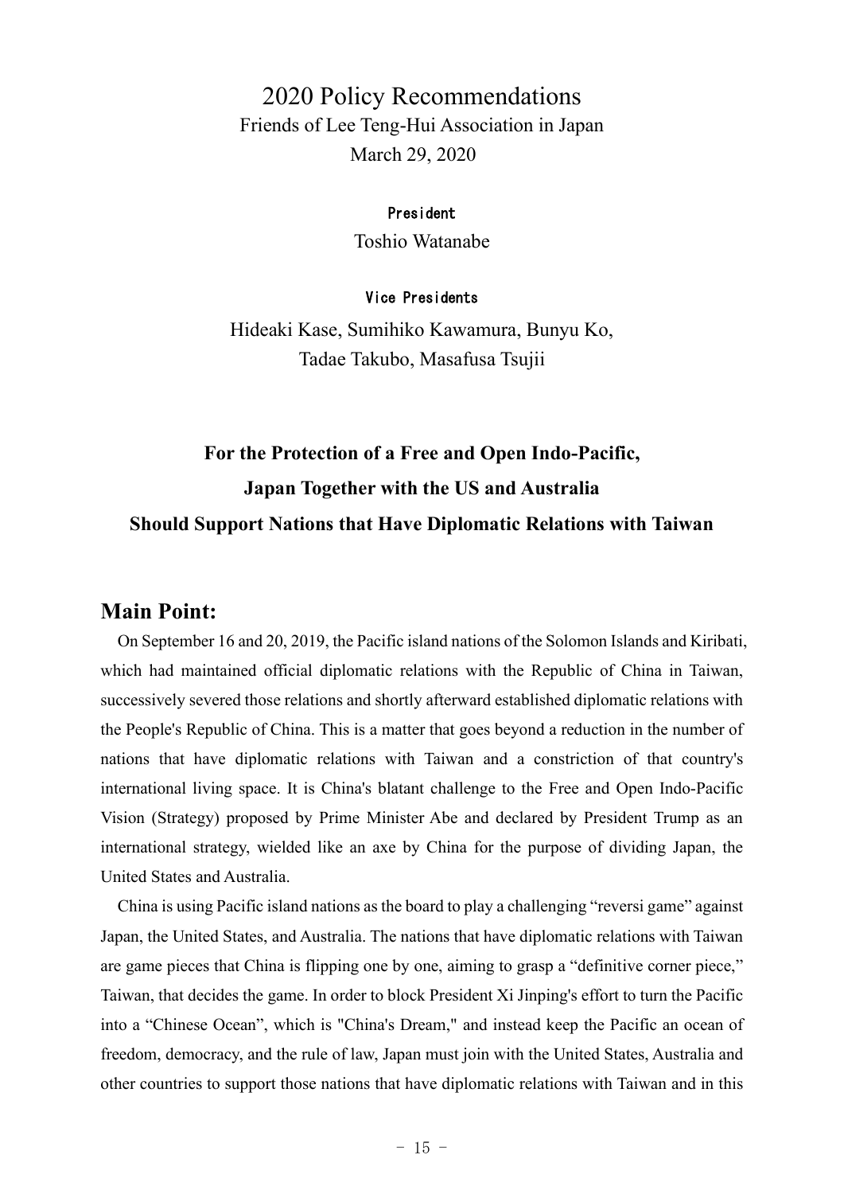# 2020 Policy Recommendations

Friends of Lee Teng-Hui Association in Japan

March 29, 2020

President

Toshio Watanabe

Vice Presidents

Hideaki Kase, Sumihiko Kawamura, Bunyu Ko, Tadae Takubo, Masafusa Tsujii

## For the Protection of a Free and Open Indo-Pacific, Japan Together with the US and Australia Should Support Nations that Have Diplomatic Relations with Taiwan

## Main Point:

On September 16 and 20, 2019, the Pacific island nations of the Solomon Islands and Kiribati, which had maintained official diplomatic relations with the Republic of China in Taiwan, successively severed those relations and shortly afterward established diplomatic relations with the People's Republic of China. This is a matter that goes beyond a reduction in the number of nations that have diplomatic relations with Taiwan and a constriction of that country's international living space. It is China's blatant challenge to the Free and Open Indo-Pacific Vision (Strategy) proposed by Prime Minister Abe and declared by President Trump as an international strategy, wielded like an axe by China for the purpose of dividing Japan, the United States and Australia.

China is using Pacific island nations as the board to play a challenging "reversi game" against Japan, the United States, and Australia. The nations that have diplomatic relations with Taiwan are game pieces that China is flipping one by one, aiming to grasp a "definitive corner piece," Taiwan, that decides the game. In order to block President Xi Jinping's effort to turn the Pacific into a "Chinese Ocean", which is "China's Dream," and instead keep the Pacific an ocean of freedom, democracy, and the rule of law, Japan must join with the United States, Australia and other countries to support those nations that have diplomatic relations with Taiwan and in this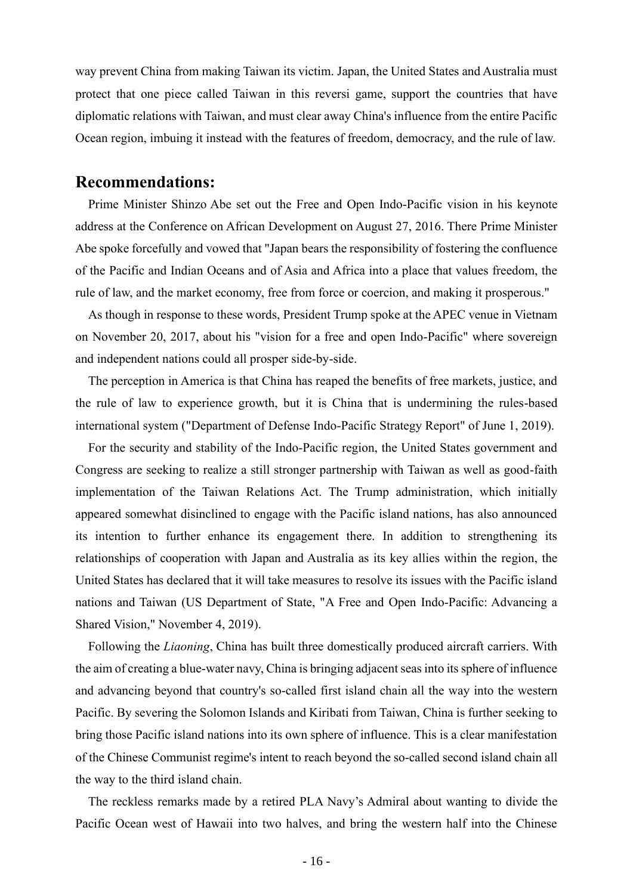way prevent China from making Taiwan its victim. Japan, the United States and Australia must protect that one piece called Taiwan in this reversi game, support the countries that have diplomatic relations with Taiwan, and must clear away China's influence from the entire Pacific Ocean region, imbuing it instead with the features of freedom, democracy, and the rule of law.

## Recommendations:

Prime Minister Shinzo Abe set out the Free and Open Indo-Pacific vision in his keynote address at the Conference on African Development on August 27, 2016. There Prime Minister Abe spoke forcefully and vowed that "Japan bears the responsibility of fostering the confluence of the Pacific and Indian Oceans and of Asia and Africa into a place that values freedom, the rule of law, and the market economy, free from force or coercion, and making it prosperous."

As though in response to these words, President Trump spoke at the APEC venue in Vietnam on November 20, 2017, about his "vision for a free and open Indo-Pacific" where sovereign and independent nations could all prosper side-by-side.

The perception in America is that China has reaped the benefits of free markets, justice, and the rule of law to experience growth, but it is China that is undermining the rules-based international system ("Department of Defense Indo-Pacific Strategy Report" of June 1, 2019).

For the security and stability of the Indo-Pacific region, the United States government and Congress are seeking to realize a still stronger partnership with Taiwan as well as good-faith implementation of the Taiwan Relations Act. The Trump administration, which initially appeared somewhat disinclined to engage with the Pacific island nations, has also announced its intention to further enhance its engagement there. In addition to strengthening its relationships of cooperation with Japan and Australia as its key allies within the region, the United States has declared that it will take measures to resolve its issues with the Pacific island nations and Taiwan (US Department of State, "A Free and Open Indo-Pacific: Advancing a Shared Vision," November 4, 2019).

Following the *Liaoning*, China has built three domestically produced aircraft carriers. With the aim of creating a blue-water navy, China is bringing adjacent seas into its sphere of influence and advancing beyond that country's so-called first island chain all the way into the western Pacific. By severing the Solomon Islands and Kiribati from Taiwan, China is further seeking to bring those Pacific island nations into its own sphere of influence. This is a clear manifestation of the Chinese Communist regime's intent to reach beyond the so-called second island chain all the way to the third island chain.

The reckless remarks made by a retired PLA Navy's Admiral about wanting to divide the Pacific Ocean west of Hawaii into two halves, and bring the western half into the Chinese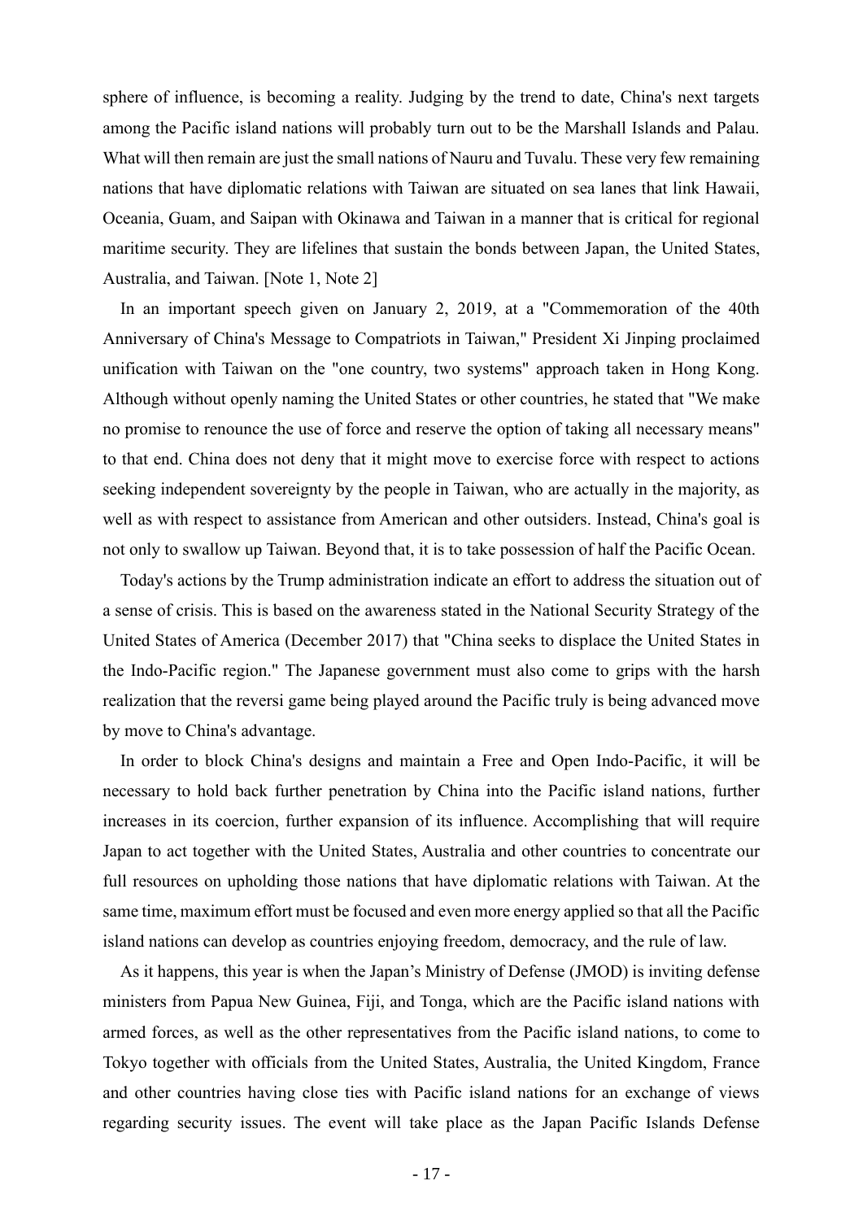sphere of influence, is becoming a reality. Judging by the trend to date, China's next targets among the Pacific island nations will probably turn out to be the Marshall Islands and Palau. What will then remain are just the small nations of Nauru and Tuvalu. These very few remaining nations that have diplomatic relations with Taiwan are situated on sea lanes that link Hawaii, Oceania, Guam, and Saipan with Okinawa and Taiwan in a manner that is critical for regional maritime security. They are lifelines that sustain the bonds between Japan, the United States, Australia, and Taiwan. [Note 1, Note 2]

In an important speech given on January 2, 2019, at a "Commemoration of the 40th Anniversary of China's Message to Compatriots in Taiwan," President Xi Jinping proclaimed unification with Taiwan on the "one country, two systems" approach taken in Hong Kong. Although without openly naming the United States or other countries, he stated that "We make no promise to renounce the use of force and reserve the option of taking all necessary means" to that end. China does not deny that it might move to exercise force with respect to actions seeking independent sovereignty by the people in Taiwan, who are actually in the majority, as well as with respect to assistance from American and other outsiders. Instead, China's goal is not only to swallow up Taiwan. Beyond that, it is to take possession of half the Pacific Ocean.

Today's actions by the Trump administration indicate an effort to address the situation out of a sense of crisis. This is based on the awareness stated in the National Security Strategy of the United States of America (December 2017) that "China seeks to displace the United States in the Indo-Pacific region." The Japanese government must also come to grips with the harsh realization that the reversi game being played around the Pacific truly is being advanced move by move to China's advantage.

In order to block China's designs and maintain a Free and Open Indo-Pacific, it will be necessary to hold back further penetration by China into the Pacific island nations, further increases in its coercion, further expansion of its influence. Accomplishing that will require Japan to act together with the United States, Australia and other countries to concentrate our full resources on upholding those nations that have diplomatic relations with Taiwan. At the same time, maximum effort must be focused and even more energy applied so that all the Pacific island nations can develop as countries enjoying freedom, democracy, and the rule of law.

As it happens, this year is when the Japan's Ministry of Defense (JMOD) is inviting defense ministers from Papua New Guinea, Fiji, and Tonga, which are the Pacific island nations with armed forces, as well as the other representatives from the Pacific island nations, to come to Tokyo together with officials from the United States, Australia, the United Kingdom, France and other countries having close ties with Pacific island nations for an exchange of views regarding security issues. The event will take place as the Japan Pacific Islands Defense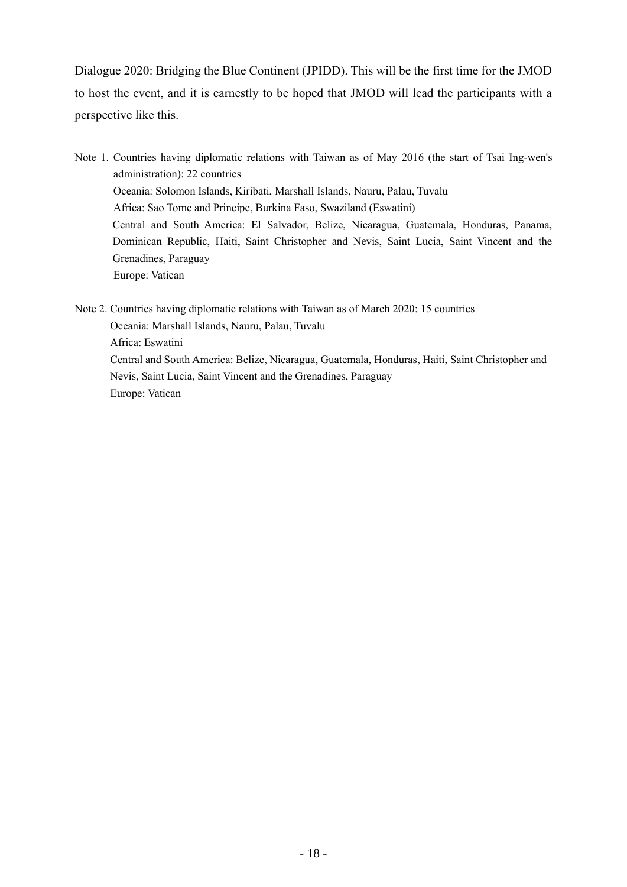Dialogue 2020: Bridging the Blue Continent (JPIDD). This will be the first time for the JMOD to host the event, and it is earnestly to be hoped that JMOD will lead the participants with a perspective like this.

Note 1. Countries having diplomatic relations with Taiwan as of May 2016 (the start of Tsai Ing-wen's administration): 22 countries

Oceania: Solomon Islands, Kiribati, Marshall Islands, Nauru, Palau, Tuvalu

Africa: Sao Tome and Principe, Burkina Faso, Swaziland (Eswatini)

Central and South America: El Salvador, Belize, Nicaragua, Guatemala, Honduras, Panama, Dominican Republic, Haiti, Saint Christopher and Nevis, Saint Lucia, Saint Vincent and the Grenadines, Paraguay

Europe: Vatican

Note 2. Countries having diplomatic relations with Taiwan as of March 2020: 15 countries

Oceania: Marshall Islands, Nauru, Palau, Tuvalu

Africa: Eswatini

Central and South America: Belize, Nicaragua, Guatemala, Honduras, Haiti, Saint Christopher and Nevis, Saint Lucia, Saint Vincent and the Grenadines, Paraguay

Europe: Vatican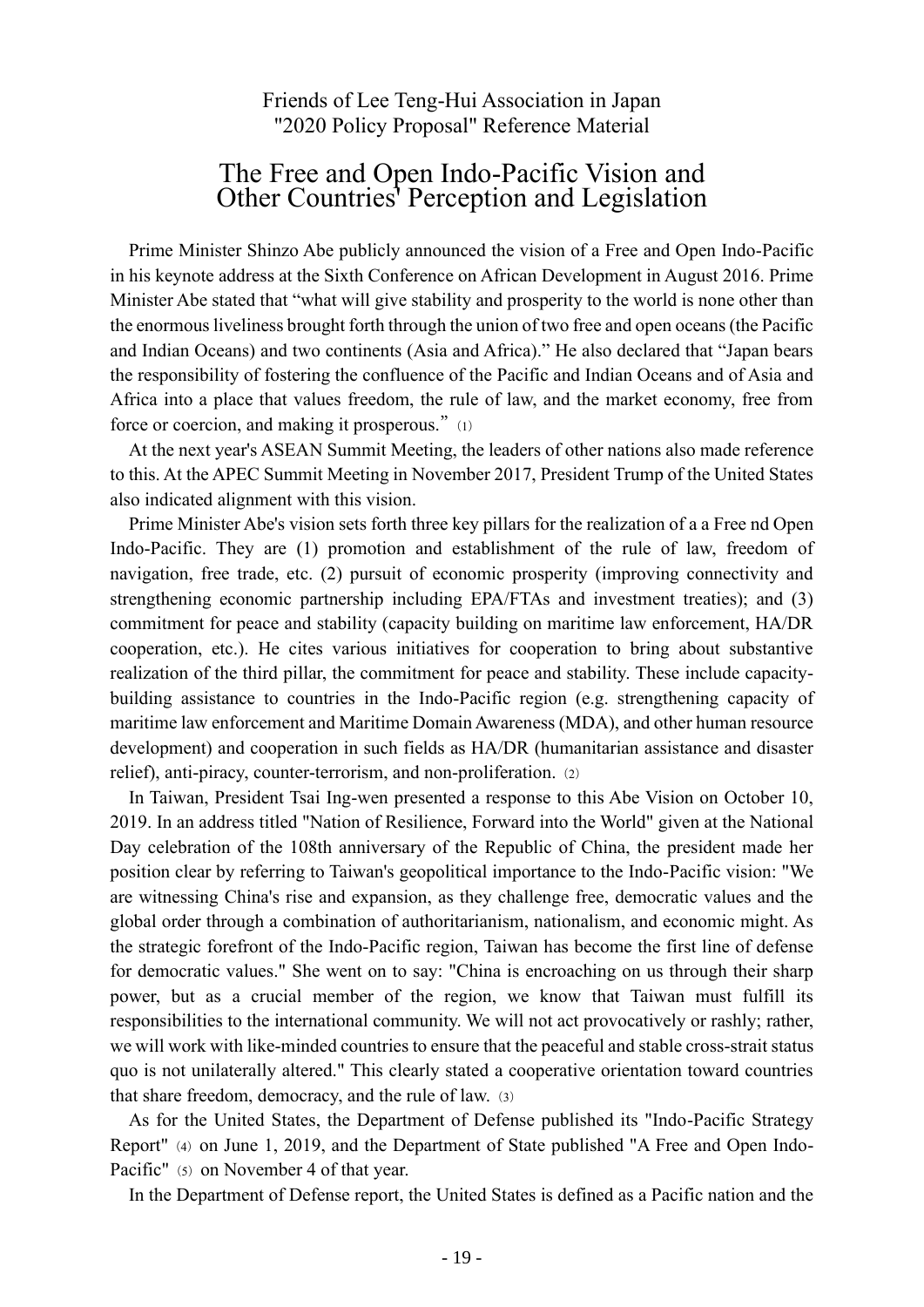Friends of Lee Teng-Hui Association in Japan
"2020 Policy Proposal" Reference Material

# The Free and Open Indo-Pacific Vision and Other Countries' Perception and Legislation

Prime Minister Shinzo Abe publicly announced the vision of a Free and Open Indo-Pacific in his keynote address at the Sixth Conference on African Development in August 2016. Prime Minister Abe stated that "what will give stability and prosperity to the world is none other than the enormous liveliness brought forth through the union of two free and open oceans (the Pacific and Indian Oceans) and two continents (Asia and Africa)." He also declared that "Japan bears the responsibility of fostering the confluence of the Pacific and Indian Oceans and of Asia and Africa into a place that values freedom, the rule of law, and the market economy, free from force or coercion, and making it prosperous." (1)

At the next year's ASEAN Summit Meeting, the leaders of other nations also made reference to this. At the APEC Summit Meeting in November 2017, President Trump of the United States also indicated alignment with this vision.

Prime Minister Abe's vision sets forth three key pillars for the realization of a a Free nd Open Indo-Pacific. They are (1) promotion and establishment of the rule of law, freedom of navigation, free trade, etc. (2) pursuit of economic prosperity (improving connectivity and strengthening economic partnership including EPA/FTAs and investment treaties); and (3) commitment for peace and stability (capacity building on maritime law enforcement, HA/DR cooperation, etc.). He cites various initiatives for cooperation to bring about substantive realization of the third pillar, the commitment for peace and stability. These include capacity-building assistance to countries in the Indo-Pacific region (e.g. strengthening capacity of maritime law enforcement and Maritime Domain Awareness (MDA), and other human resource development) and cooperation in such fields as HA/DR (humanitarian assistance and disaster relief), anti-piracy, counter-terrorism, and non-proliferation. (2)

In Taiwan, President Tsai Ing-wen presented a response to this Abe Vision on October 10, 2019. In an address titled "Nation of Resilience, Forward into the World" given at the National Day celebration of the 108th anniversary of the Republic of China, the president made her position clear by referring to Taiwan's geopolitical importance to the Indo-Pacific vision: "We are witnessing China's rise and expansion, as they challenge free, democratic values and the global order through a combination of authoritarianism, nationalism, and economic might. As the strategic forefront of the Indo-Pacific region, Taiwan has become the first line of defense for democratic values." She went on to say: "China is encroaching on us through their sharp power, but as a crucial member of the region, we know that Taiwan must fulfill its responsibilities to the international community. We will not act provocatively or rashly; rather, we will work with like-minded countries to ensure that the peaceful and stable cross-strait status quo is not unilaterally altered." This clearly stated a cooperative orientation toward countries that share freedom, democracy, and the rule of law. (3)

As for the United States, the Department of Defense published its "Indo-Pacific Strategy Report" (4) on June 1, 2019, and the Department of State published "A Free and Open Indo-Pacific" (5) on November 4 of that year.

In the Department of Defense report, the United States is defined as a Pacific nation and the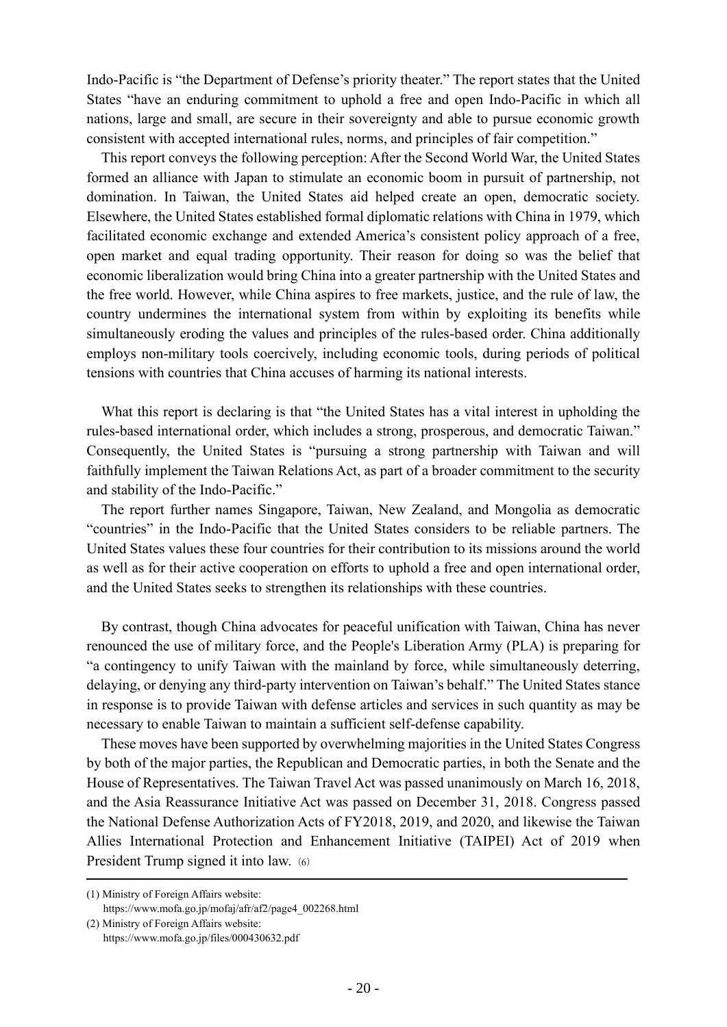Indo-Pacific is "the Department of Defense's priority theater." The report states that the United States "have an enduring commitment to uphold a free and open Indo-Pacific in which all nations, large and small, are secure in their sovereignty and able to pursue economic growth consistent with accepted international rules, norms, and principles of fair competition."

This report conveys the following perception: After the Second World War, the United States formed an alliance with Japan to stimulate an economic boom in pursuit of partnership, not domination. In Taiwan, the United States aid helped create an open, democratic society. Elsewhere, the United States established formal diplomatic relations with China in 1979, which facilitated economic exchange and extended America's consistent policy approach of a free, open market and equal trading opportunity. Their reason for doing so was the belief that economic liberalization would bring China into a greater partnership with the United States and the free world. However, while China aspires to free markets, justice, and the rule of law, the country undermines the international system from within by exploiting its benefits while simultaneously eroding the values and principles of the rules-based order. China additionally employs non-military tools coercively, including economic tools, during periods of political tensions with countries that China accuses of harming its national interests.

What this report is declaring is that "the United States has a vital interest in upholding the rules-based international order, which includes a strong, prosperous, and democratic Taiwan." Consequently, the United States is "pursuing a strong partnership with Taiwan and will faithfully implement the Taiwan Relations Act, as part of a broader commitment to the security and stability of the Indo-Pacific."

The report further names Singapore, Taiwan, New Zealand, and Mongolia as democratic "countries" in the Indo-Pacific that the United States considers to be reliable partners. The United States values these four countries for their contribution to its missions around the world as well as for their active cooperation on efforts to uphold a free and open international order, and the United States seeks to strengthen its relationships with these countries.

By contrast, though China advocates for peaceful unification with Taiwan, China has never renounced the use of military force, and the People's Liberation Army (PLA) is preparing for "a contingency to unify Taiwan with the mainland by force, while simultaneously deterring, delaying, or denying any third-party intervention on Taiwan's behalf." The United States stance in response is to provide Taiwan with defense articles and services in such quantity as may be necessary to enable Taiwan to maintain a sufficient self-defense capability.

These moves have been supported by overwhelming majorities in the United States Congress by both of the major parties, the Republican and Democratic parties, in both the Senate and the House of Representatives. The Taiwan Travel Act was passed unanimously on March 16, 2018, and the Asia Reassurance Initiative Act was passed on December 31, 2018. Congress passed the National Defense Authorization Acts of FY2018, 2019, and 2020, and likewise the Taiwan Allies International Protection and Enhancement Initiative (TAIPEI) Act of 2019 when President Trump signed it into law. (6)

---

(1) Ministry of Foreign Affairs website:
https://www.mofa.go.jp/mofaj/afr/af2/page4_002268.html

(2) Ministry of Foreign Affairs website:
https://www.mofa.go.jp/files/000430632.pdf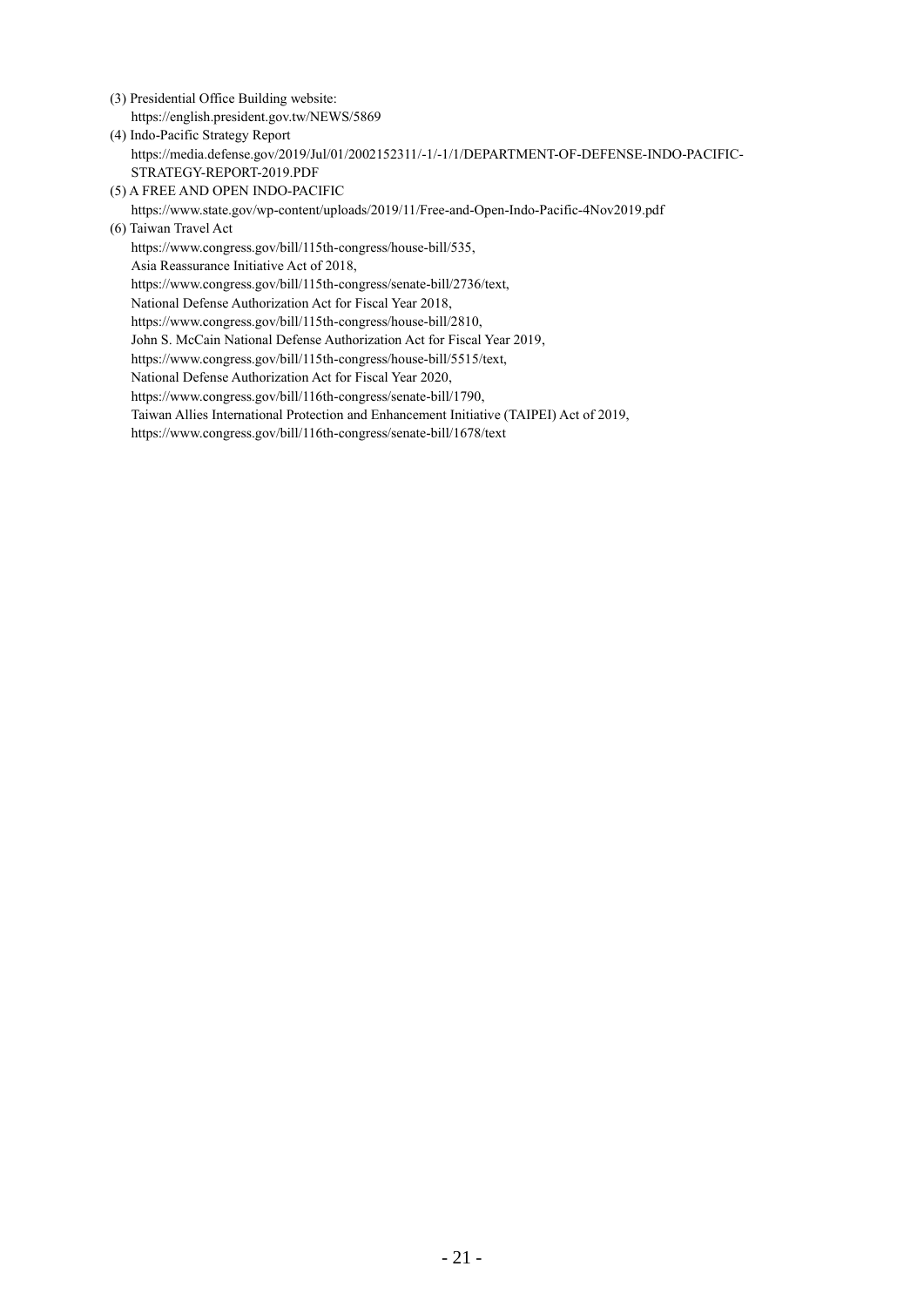(3) Presidential Office Building website:
https://english.president.gov.tw/NEWS/5869

(4) Indo-Pacific Strategy Report
https://media.defense.gov/2019/Jul/01/2002152311/-1/-1/1/DEPARTMENT-OF-DEFENSE-INDO-PACIFIC-STRATEGY-REPORT-2019.PDF

(5) A FREE AND OPEN INDO-PACIFIC
https://www.state.gov/wp-content/uploads/2019/11/Free-and-Open-Indo-Pacific-4Nov2019.pdf

(6) Taiwan Travel Act
https://www.congress.gov/bill/115th-congress/house-bill/535,
Asia Reassurance Initiative Act of 2018,
https://www.congress.gov/bill/115th-congress/senate-bill/2736/text,
National Defense Authorization Act for Fiscal Year 2018,
https://www.congress.gov/bill/115th-congress/house-bill/2810,
John S. McCain National Defense Authorization Act for Fiscal Year 2019,
https://www.congress.gov/bill/115th-congress/house-bill/5515/text,
National Defense Authorization Act for Fiscal Year 2020,
https://www.congress.gov/bill/116th-congress/senate-bill/1790,
Taiwan Allies International Protection and Enhancement Initiative (TAIPEI) Act of 2019,
https://www.congress.gov/bill/116th-congress/senate-bill/1678/text